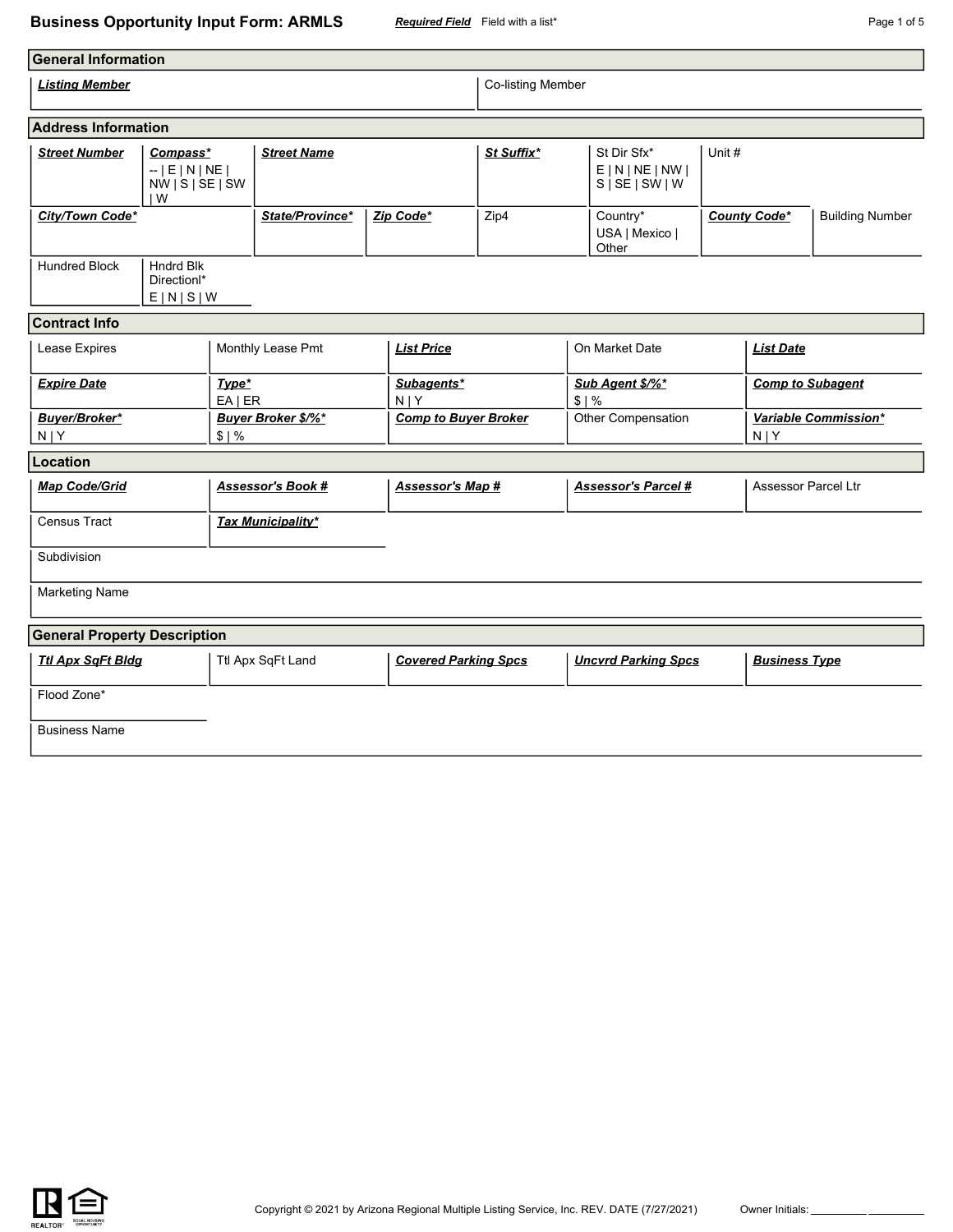# Business Opportunity Input Form: ARMLS

***Required Field*** Field with a list*

## General Information

| ***Listing Member*** | Co-listing Member |
|---|---|
| | |

## Address Information

| ***Street Number*** | ***Compass**** -- \| E \| N \| NE \| NW \| S \| SE \| SW \| W | ***Street Name*** | ***St Suffix**** | St Dir Sfx* E \| N \| NE \| NW \| S \| SE \| SW \| W | Unit # | |
|---|---|---|---|---|---|---|
| ***City/Town Code**** | | ***State/Province**** | ***Zip Code**** | Zip4 | Country* USA \| Mexico \| Other | ***County Code**** |
| Building Number | | | | | | |
| Hundred Block | Hndrd Blk Directionl* E \| N \| S \| W | | | | | |

## Contract Info

| Lease Expires | Monthly Lease Pmt | ***List Price*** | On Market Date | ***List Date*** |
|---|---|---|---|---|
| ***Expire Date*** | ***Type**** EA \| ER | ***Subagents**** N \| Y | ***Sub Agent $/%**** $ \| % | ***Comp to Subagent*** |
| ***Buyer/Broker**** N \| Y | ***Buyer Broker $/%**** $ \| % | ***Comp to Buyer Broker*** | Other Compensation | ***Variable Commission**** N \| Y |

## Location

| ***Map Code/Grid*** | ***Assessor's Book #*** | ***Assessor's Map #*** | ***Assessor's Parcel #*** | Assessor Parcel Ltr |
|---|---|---|---|---|
| Census Tract | ***Tax Municipality**** | | | |

Subdivision

Marketing Name

## General Property Description

| ***Ttl Apx SqFt Bldg*** | Ttl Apx SqFt Land | ***Covered Parking Spcs*** | ***Uncvrd Parking Spcs*** | ***Business Type*** |
|---|---|---|---|---|
| Flood Zone* | | | | |

Business Name

Copyright © 2021 by Arizona Regional Multiple Listing Service, Inc. REV. DATE (7/27/2021)

Owner Initials: __________ __________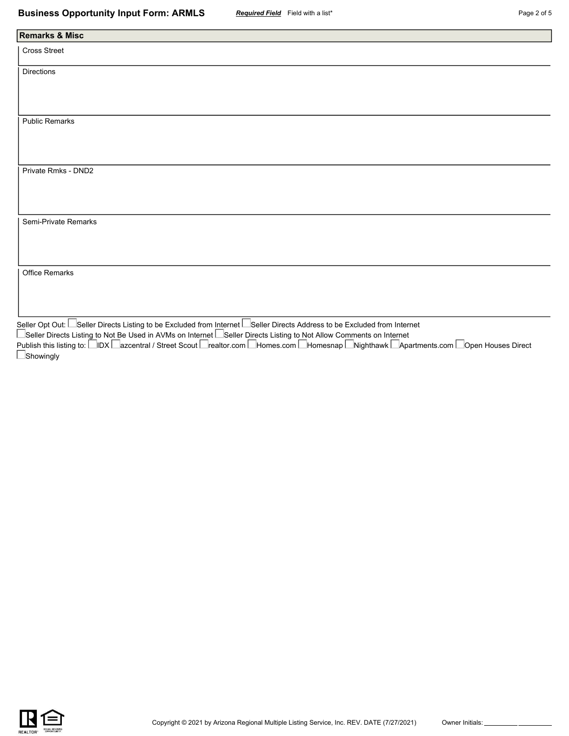## Remarks & Misc

Cross Street

Directions

Public Remarks

Private Rmks - DND2

Semi-Private Remarks

Office Remarks

Seller Opt Out: ☐ Seller Directs Listing to be Excluded from Internet ☐ Seller Directs Address to be Excluded from Internet
☐ Seller Directs Listing to Not Be Used in AVMs on Internet ☐ Seller Directs Listing to Not Allow Comments on Internet

Publish this listing to: ☐ IDX ☐ azcentral / Street Scout ☐ realtor.com ☐ Homes.com ☐ Homesnap ☐ Nighthawk ☐ Apartments.com ☐ Open Houses Direct
☐ Showingly

Owner Initials: ________ ________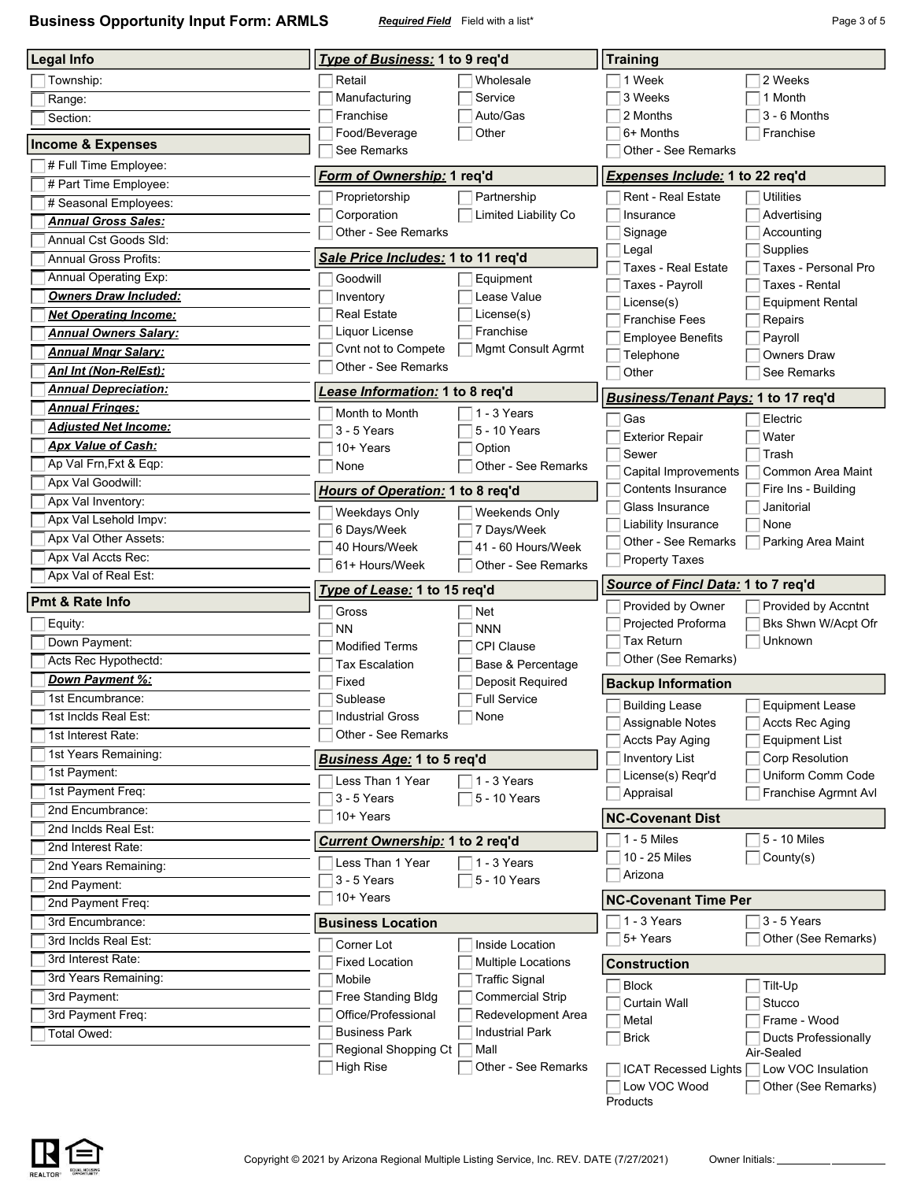# Business Opportunity Input Form: ARMLS

***Required Field*** Field with a list*

## Legal Info

- [ ] Township:
- [ ] Range:
- [ ] Section:

## Income & Expenses

- [ ] # Full Time Employee:
- [ ] # Part Time Employee:
- [ ] # Seasonal Employees:
- [ ] ***Annual Gross Sales:***
- [ ] Annual Cst Goods Sld:
- [ ] Annual Gross Profits:
- [ ] Annual Operating Exp:
- [ ] ***Owners Draw Included:***
- [ ] ***Net Operating Income:***
- [ ] ***Annual Owners Salary:***
- [ ] ***Annual Mngr Salary:***
- [ ] ***Anl Int (Non-RelEst):***
- [ ] ***Annual Depreciation:***
- [ ] ***Annual Fringes:***
- [ ] ***Adjusted Net Income:***
- [ ] ***Apx Value of Cash:***
- [ ] Ap Val Frn,Fxt & Eqp:
- [ ] Apx Val Goodwill:
- [ ] Apx Val Inventory:
- [ ] Apx Val Lsehold Impv:
- [ ] Apx Val Other Assets:
- [ ] Apx Val Accts Rec:
- [ ] Apx Val of Real Est:

## Pmt & Rate Info

- [ ] Equity:
- [ ] Down Payment:
- [ ] Acts Rec Hypothectd:
- [ ] ***Down Payment %:***
- [ ] 1st Encumbrance:
- [ ] 1st Inclds Real Est:
- [ ] 1st Interest Rate:
- [ ] 1st Years Remaining:
- [ ] 1st Payment:
- [ ] 1st Payment Freq:
- [ ] 2nd Encumbrance:
- [ ] 2nd Inclds Real Est:
- [ ] 2nd Interest Rate:
- [ ] 2nd Years Remaining:
- [ ] 2nd Payment:
- [ ] 2nd Payment Freq:
- [ ] 3rd Encumbrance:
- [ ] 3rd Inclds Real Est:
- [ ] 3rd Interest Rate:
- [ ] 3rd Years Remaining:
- [ ] 3rd Payment:
- [ ] 3rd Payment Freq:
- [ ] Total Owed:

## ***Type of Business:*** 1 to 9 req'd

- [ ] Retail
- [ ] Wholesale
- [ ] Manufacturing
- [ ] Service
- [ ] Franchise
- [ ] Auto/Gas
- [ ] Food/Beverage
- [ ] Other
- [ ] See Remarks

## ***Form of Ownership:*** 1 req'd

- [ ] Proprietorship
- [ ] Partnership
- [ ] Corporation
- [ ] Limited Liability Co
- [ ] Other - See Remarks

## ***Sale Price Includes:*** 1 to 11 req'd

- [ ] Goodwill
- [ ] Equipment
- [ ] Inventory
- [ ] Lease Value
- [ ] Real Estate
- [ ] License(s)
- [ ] Liquor License
- [ ] Franchise
- [ ] Cvnt not to Compete
- [ ] Mgmt Consult Agrmt
- [ ] Other - See Remarks

## ***Lease Information:*** 1 to 8 req'd

- [ ] Month to Month
- [ ] 1 - 3 Years
- [ ] 3 - 5 Years
- [ ] 5 - 10 Years
- [ ] 10+ Years
- [ ] Option
- [ ] None
- [ ] Other - See Remarks

## ***Hours of Operation:*** 1 to 8 req'd

- [ ] Weekdays Only
- [ ] Weekends Only
- [ ] 6 Days/Week
- [ ] 7 Days/Week
- [ ] 40 Hours/Week
- [ ] 41 - 60 Hours/Week
- [ ] 61+ Hours/Week
- [ ] Other - See Remarks

## ***Type of Lease:*** 1 to 15 req'd

- [ ] Gross
- [ ] Net
- [ ] NN
- [ ] NNN
- [ ] Modified Terms
- [ ] CPI Clause
- [ ] Tax Escalation
- [ ] Base & Percentage
- [ ] Fixed
- [ ] Deposit Required
- [ ] Sublease
- [ ] Full Service
- [ ] Industrial Gross
- [ ] None
- [ ] Other - See Remarks

## ***Business Age:*** 1 to 5 req'd

- [ ] Less Than 1 Year
- [ ] 1 - 3 Years
- [ ] 3 - 5 Years
- [ ] 5 - 10 Years
- [ ] 10+ Years

## ***Current Ownership:*** 1 to 2 req'd

- [ ] Less Than 1 Year
- [ ] 1 - 3 Years
- [ ] 3 - 5 Years
- [ ] 5 - 10 Years
- [ ] 10+ Years

## Business Location

- [ ] Corner Lot
- [ ] Inside Location
- [ ] Fixed Location
- [ ] Multiple Locations
- [ ] Mobile
- [ ] Traffic Signal
- [ ] Free Standing Bldg
- [ ] Commercial Strip
- [ ] Office/Professional
- [ ] Redevelopment Area
- [ ] Business Park
- [ ] Industrial Park
- [ ] Regional Shopping Ct
- [ ] Mall
- [ ] High Rise
- [ ] Other - See Remarks

## Training

- [ ] 1 Week
- [ ] 2 Weeks
- [ ] 3 Weeks
- [ ] 1 Month
- [ ] 2 Months
- [ ] 3 - 6 Months
- [ ] 6+ Months
- [ ] Franchise
- [ ] Other - See Remarks

## ***Expenses Include:*** 1 to 22 req'd

- [ ] Rent - Real Estate
- [ ] Utilities
- [ ] Insurance
- [ ] Advertising
- [ ] Signage
- [ ] Accounting
- [ ] Legal
- [ ] Supplies
- [ ] Taxes - Real Estate
- [ ] Taxes - Personal Pro
- [ ] Taxes - Payroll
- [ ] Taxes - Rental
- [ ] License(s)
- [ ] Equipment Rental
- [ ] Franchise Fees
- [ ] Repairs
- [ ] Employee Benefits
- [ ] Payroll
- [ ] Telephone
- [ ] Owners Draw
- [ ] Other
- [ ] See Remarks

## ***Business/Tenant Pays:*** 1 to 17 req'd

- [ ] Gas
- [ ] Electric
- [ ] Exterior Repair
- [ ] Water
- [ ] Sewer
- [ ] Trash
- [ ] Capital Improvements
- [ ] Common Area Maint
- [ ] Contents Insurance
- [ ] Fire Ins - Building
- [ ] Glass Insurance
- [ ] Janitorial
- [ ] Liability Insurance
- [ ] None
- [ ] Other - See Remarks
- [ ] Parking Area Maint
- [ ] Property Taxes

## ***Source of Fincl Data:*** 1 to 7 req'd

- [ ] Provided by Owner
- [ ] Provided by Accntnt
- [ ] Projected Proforma
- [ ] Bks Shwn W/Acpt Ofr
- [ ] Tax Return
- [ ] Unknown
- [ ] Other (See Remarks)

## Backup Information

- [ ] Building Lease
- [ ] Equipment Lease
- [ ] Assignable Notes
- [ ] Accts Rec Aging
- [ ] Accts Pay Aging
- [ ] Equipment List
- [ ] Inventory List
- [ ] Corp Resolution
- [ ] License(s) Reqr'd
- [ ] Uniform Comm Code
- [ ] Appraisal
- [ ] Franchise Agrmnt Avl

## NC-Covenant Dist

- [ ] 1 - 5 Miles
- [ ] 5 - 10 Miles
- [ ] 10 - 25 Miles
- [ ] County(s)
- [ ] Arizona

## NC-Covenant Time Per

- [ ] 1 - 3 Years
- [ ] 3 - 5 Years
- [ ] 5+ Years
- [ ] Other (See Remarks)

## Construction

- [ ] Block
- [ ] Tilt-Up
- [ ] Curtain Wall
- [ ] Stucco
- [ ] Metal
- [ ] Frame - Wood
- [ ] Brick
- [ ] Ducts Professionally Air-Sealed
- [ ] ICAT Recessed Lights
- [ ] Low VOC Insulation
- [ ] Low VOC Wood Products
- [ ] Other (See Remarks)

Copyright © 2021 by Arizona Regional Multiple Listing Service, Inc. REV. DATE (7/27/2021)

Owner Initials: __________ __________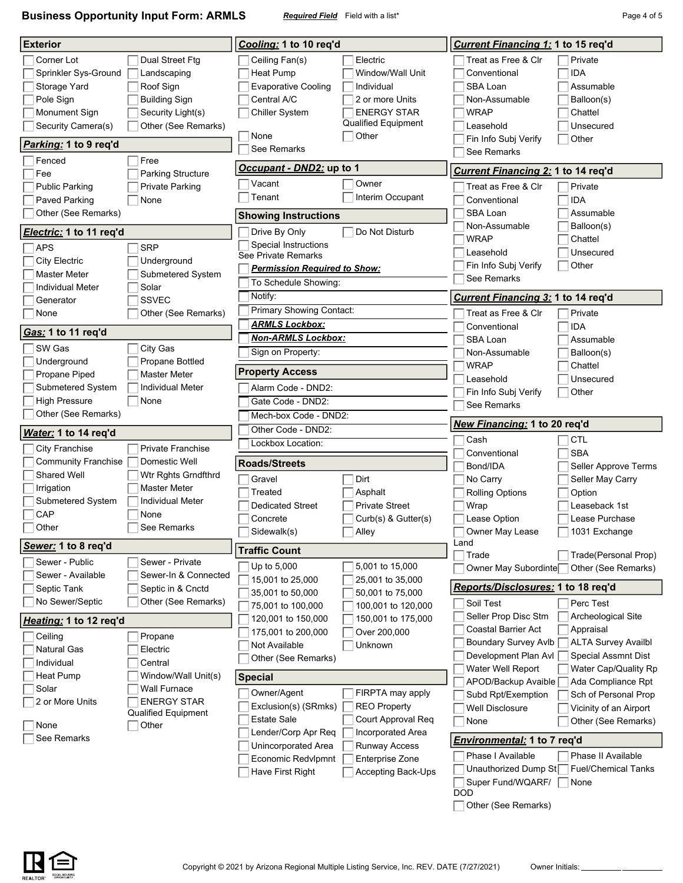# Business Opportunity Input Form: ARMLS

***Required Field*** Field with a list*

## Exterior

- [ ] Corner Lot
- [ ] Dual Street Ftg
- [ ] Sprinkler Sys-Ground
- [ ] Landscaping
- [ ] Storage Yard
- [ ] Roof Sign
- [ ] Pole Sign
- [ ] Building Sign
- [ ] Monument Sign
- [ ] Security Light(s)
- [ ] Security Camera(s)
- [ ] Other (See Remarks)

## ***Parking:*** 1 to 9 req'd

- [ ] Fenced
- [ ] Free
- [ ] Fee
- [ ] Parking Structure
- [ ] Public Parking
- [ ] Private Parking
- [ ] Paved Parking
- [ ] None
- [ ] Other (See Remarks)

## ***Electric:*** 1 to 11 req'd

- [ ] APS
- [ ] SRP
- [ ] City Electric
- [ ] Underground
- [ ] Master Meter
- [ ] Submetered System
- [ ] Individual Meter
- [ ] Solar
- [ ] Generator
- [ ] SSVEC
- [ ] None
- [ ] Other (See Remarks)

## ***Gas:*** 1 to 11 req'd

- [ ] SW Gas
- [ ] City Gas
- [ ] Underground
- [ ] Propane Bottled
- [ ] Propane Piped
- [ ] Master Meter
- [ ] Submetered System
- [ ] Individual Meter
- [ ] High Pressure
- [ ] None
- [ ] Other (See Remarks)

## ***Water:*** 1 to 14 req'd

- [ ] City Franchise
- [ ] Private Franchise
- [ ] Community Franchise
- [ ] Domestic Well
- [ ] Shared Well
- [ ] Wtr Rghts Grndfthrd
- [ ] Irrigation
- [ ] Master Meter
- [ ] Submetered System
- [ ] Individual Meter
- [ ] CAP
- [ ] None
- [ ] Other
- [ ] See Remarks

## ***Sewer:*** 1 to 8 req'd

- [ ] Sewer - Public
- [ ] Sewer - Private
- [ ] Sewer - Available
- [ ] Sewer-In & Connected
- [ ] Septic Tank
- [ ] Septic in & Cnctd
- [ ] No Sewer/Septic
- [ ] Other (See Remarks)

## ***Heating:*** 1 to 12 req'd

- [ ] Ceiling
- [ ] Propane
- [ ] Natural Gas
- [ ] Electric
- [ ] Individual
- [ ] Central
- [ ] Heat Pump
- [ ] Window/Wall Unit(s)
- [ ] Solar
- [ ] Wall Furnace
- [ ] 2 or More Units
- [ ] ENERGY STAR Qualified Equipment
- [ ] None
- [ ] Other
- [ ] See Remarks

## ***Cooling:*** 1 to 10 req'd

- [ ] Ceiling Fan(s)
- [ ] Electric
- [ ] Heat Pump
- [ ] Window/Wall Unit
- [ ] Evaporative Cooling
- [ ] Individual
- [ ] Central A/C
- [ ] 2 or more Units
- [ ] Chiller System
- [ ] ENERGY STAR Qualified Equipment
- [ ] None
- [ ] Other
- [ ] See Remarks

## ***Occupant - DND2:*** up to 1

- [ ] Vacant
- [ ] Owner
- [ ] Tenant
- [ ] Interim Occupant

## Showing Instructions

- [ ] Drive By Only
- [ ] Do Not Disturb
- [ ] Special Instructions See Private Remarks
- [ ] ***Permission Required to Show:***
- [ ] To Schedule Showing:
- [ ] Notify:
- [ ] Primary Showing Contact:
- [ ] ***ARMLS Lockbox:***
- [ ] ***Non-ARMLS Lockbox:***
- [ ] Sign on Property:

## Property Access

- [ ] Alarm Code - DND2:
- [ ] Gate Code - DND2:
- [ ] Mech-box Code - DND2:
- [ ] Other Code - DND2:
- [ ] Lockbox Location:

## Roads/Streets

- [ ] Gravel
- [ ] Dirt
- [ ] Treated
- [ ] Asphalt
- [ ] Dedicated Street
- [ ] Private Street
- [ ] Concrete
- [ ] Curb(s) & Gutter(s)
- [ ] Sidewalk(s)
- [ ] Alley

## Traffic Count

- [ ] Up to 5,000
- [ ] 5,001 to 15,000
- [ ] 15,001 to 25,000
- [ ] 25,001 to 35,000
- [ ] 35,001 to 50,000
- [ ] 50,001 to 75,000
- [ ] 75,001 to 100,000
- [ ] 100,001 to 120,000
- [ ] 120,001 to 150,000
- [ ] 150,001 to 175,000
- [ ] 175,001 to 200,000
- [ ] Over 200,000
- [ ] Not Available
- [ ] Unknown
- [ ] Other (See Remarks)

## Special

- [ ] Owner/Agent
- [ ] FIRPTA may apply
- [ ] Exclusion(s) (SRmks)
- [ ] REO Property
- [ ] Estate Sale
- [ ] Court Approval Req
- [ ] Lender/Corp Apr Req
- [ ] Incorporated Area
- [ ] Unincorporated Area
- [ ] Runway Access
- [ ] Economic Redvlpmnt
- [ ] Enterprise Zone
- [ ] Have First Right
- [ ] Accepting Back-Ups

## ***Current Financing 1:*** 1 to 15 req'd

- [ ] Treat as Free & Clr
- [ ] Private
- [ ] Conventional
- [ ] IDA
- [ ] SBA Loan
- [ ] Assumable
- [ ] Non-Assumable
- [ ] Balloon(s)
- [ ] WRAP
- [ ] Chattel
- [ ] Leasehold
- [ ] Unsecured
- [ ] Fin Info Subj Verify
- [ ] Other
- [ ] See Remarks

## ***Current Financing 2:*** 1 to 14 req'd

- [ ] Treat as Free & Clr
- [ ] Private
- [ ] Conventional
- [ ] IDA
- [ ] SBA Loan
- [ ] Assumable
- [ ] Non-Assumable
- [ ] Balloon(s)
- [ ] WRAP
- [ ] Chattel
- [ ] Leasehold
- [ ] Unsecured
- [ ] Fin Info Subj Verify
- [ ] Other
- [ ] See Remarks

## ***Current Financing 3:*** 1 to 14 req'd

- [ ] Treat as Free & Clr
- [ ] Private
- [ ] Conventional
- [ ] IDA
- [ ] SBA Loan
- [ ] Assumable
- [ ] Non-Assumable
- [ ] Balloon(s)
- [ ] WRAP
- [ ] Chattel
- [ ] Leasehold
- [ ] Unsecured
- [ ] Fin Info Subj Verify
- [ ] Other
- [ ] See Remarks

## ***New Financing:*** 1 to 20 req'd

- [ ] Cash
- [ ] CTL
- [ ] Conventional
- [ ] SBA
- [ ] Bond/IDA
- [ ] Seller Approve Terms
- [ ] No Carry
- [ ] Seller May Carry
- [ ] Rolling Options
- [ ] Option
- [ ] Wrap
- [ ] Leaseback 1st
- [ ] Lease Option
- [ ] Lease Purchase
- [ ] Owner May Lease Land
- [ ] 1031 Exchange
- [ ] Trade
- [ ] Trade(Personal Prop)
- [ ] Owner May Subordinte
- [ ] Other (See Remarks)

## ***Reports/Disclosures:*** 1 to 18 req'd

- [ ] Soil Test
- [ ] Perc Test
- [ ] Seller Prop Disc Stm
- [ ] Archeological Site
- [ ] Coastal Barrier Act
- [ ] Appraisal
- [ ] Boundary Survey Avlb
- [ ] ALTA Survey Availbl
- [ ] Development Plan Avl
- [ ] Special Assmnt Dist
- [ ] Water Well Report
- [ ] Water Cap/Quality Rp
- [ ] APOD/Backup Avaible
- [ ] Ada Compliance Rpt
- [ ] Subd Rpt/Exemption
- [ ] Sch of Personal Prop
- [ ] Well Disclosure
- [ ] Vicinity of an Airport
- [ ] None
- [ ] Other (See Remarks)

## ***Environmental:*** 1 to 7 req'd

- [ ] Phase I Available
- [ ] Phase II Available
- [ ] Unauthorized Dump St
- [ ] Fuel/Chemical Tanks
- [ ] Super Fund/WQARF/DOD
- [ ] None
- [ ] Other (See Remarks)

Copyright © 2021 by Arizona Regional Multiple Listing Service, Inc. REV. DATE (7/27/2021)

Owner Initials: __________ __________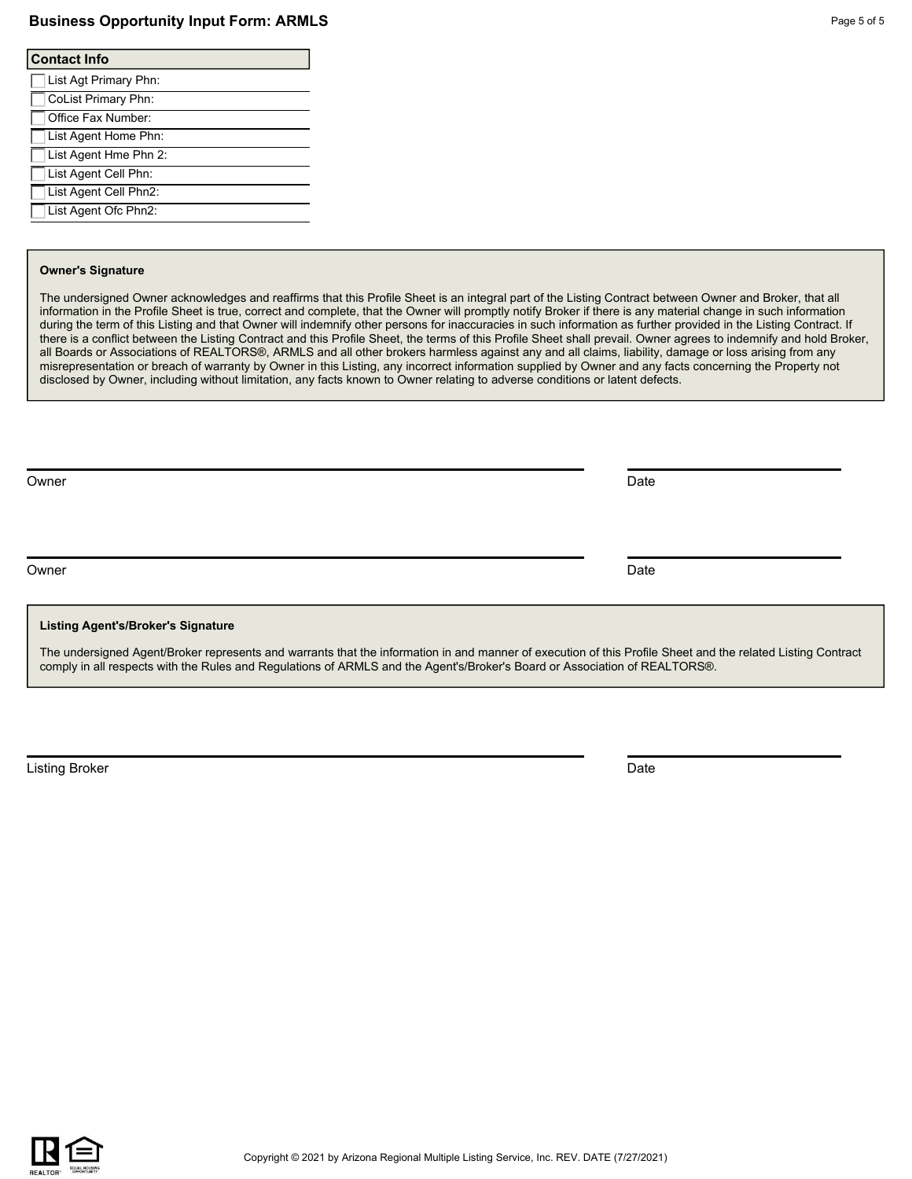## Contact Info

- [ ] List Agt Primary Phn:
- [ ] CoList Primary Phn:
- [ ] Office Fax Number:
- [ ] List Agent Home Phn:
- [ ] List Agent Hme Phn 2:
- [ ] List Agent Cell Phn:
- [ ] List Agent Cell Phn2:
- [ ] List Agent Ofc Phn2:

**Owner's Signature**

The undersigned Owner acknowledges and reaffirms that this Profile Sheet is an integral part of the Listing Contract between Owner and Broker, that all information in the Profile Sheet is true, correct and complete, that the Owner will promptly notify Broker if there is any material change in such information during the term of this Listing and that Owner will indemnify other persons for inaccuracies in such information as further provided in the Listing Contract. If there is a conflict between the Listing Contract and this Profile Sheet, the terms of this Profile Sheet shall prevail. Owner agrees to indemnify and hold Broker, all Boards or Associations of REALTORS®, ARMLS and all other brokers harmless against any and all claims, liability, damage or loss arising from any misrepresentation or breach of warranty by Owner in this Listing, any incorrect information supplied by Owner and any facts concerning the Property not disclosed by Owner, including without limitation, any facts known to Owner relating to adverse conditions or latent defects.

Owner ______________________________ Date ______________

Owner ______________________________ Date ______________

**Listing Agent's/Broker's Signature**

The undersigned Agent/Broker represents and warrants that the information in and manner of execution of this Profile Sheet and the related Listing Contract comply in all respects with the Rules and Regulations of ARMLS and the Agent's/Broker's Board or Association of REALTORS®.

Listing Broker ______________________________ Date ______________

Copyright © 2021 by Arizona Regional Multiple Listing Service, Inc. REV. DATE (7/27/2021)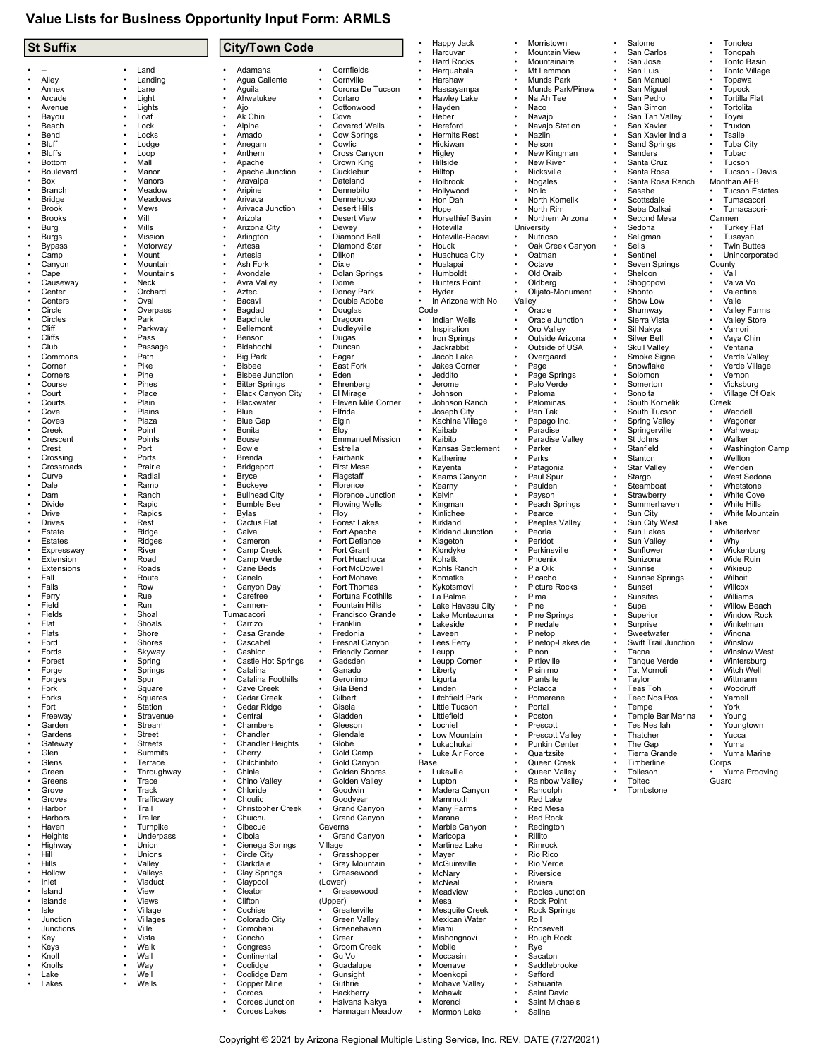# Value Lists for Business Opportunity Input Form: ARMLS

## St Suffix

- --
- Alley
- Annex
- Arcade
- Avenue
- Bayou
- Beach
- Bend
- Bluff
- Bluffs
- Bottom
- Boulevard
- Box
- Branch
- Bridge
- Brook
- Brooks
- Burg
- Burgs
- Bypass
- Camp
- Canyon
- Cape
- Causeway
- Center
- Centers
- Circle
- Circles
- Cliff
- Cliffs
- Club
- Commons
- Corner
- Corners
- Course
- Court
- Courts
- Cove
- Coves
- Creek
- Crescent
- Crest
- Crossing
- Crossroads
- Curve
- Dale
- Dam
- Divide
- Drive
- Drives
- Estate
- Estates
- Expressway
- Extension
- Extensions
- Fall
- Falls
- Ferry
- Field
- Fields
- Flat
- Flats
- Ford
- Fords
- Forest
- Forge
- Forges
- Fork
- Forks
- Fort
- Freeway
- Garden
- Gardens
- Gateway
- Glen
- Glens
- Green
- Greens
- Grove
- Groves
- Harbor
- Harbors
- Haven
- Heights
- Highway
- Hill
- Hills
- Hollow
- Inlet
- Island
- Islands
- Isle
- Junction
- Junctions
- Key
- Keys
- Knoll
- Knolls
- Lake
- Lakes
- Land
- Landing
- Lane
- Light
- Lights
- Loaf
- Lock
- Locks
- Lodge
- Loop
- Mall
- Manor
- Manors
- Meadow
- Meadows
- Mews
- Mill
- Mills
- Mission
- Motorway
- Mount
- Mountain
- Mountains
- Neck
- Orchard
- Oval
- Overpass
- Park
- Parkway
- Pass
- Passage
- Path
- Pike
- Pine
- Pines
- Place
- Plain
- Plains
- Plaza
- Point
- Points
- Port
- Ports
- Prairie
- Radial
- Ramp
- Ranch
- Rapid
- Rapids
- Rest
- Ridge
- Ridges
- River
- Road
- Roads
- Route
- Row
- Rue
- Run
- Shoal
- Shoals
- Shore
- Shores
- Skyway
- Spring
- Springs
- Spur
- Square
- Squares
- Station
- Stravenue
- Stream
- Street
- Streets
- Summits
- Terrace
- Throughway
- Trace
- Track
- Trafficway
- Trail
- Trailer
- Turnpike
- Underpass
- Union
- Unions
- Valley
- Valleys
- Viaduct
- View
- Views
- Village
- Villages
- Ville
- Vista
- Walk
- Wall
- Way
- Well
- Wells

## City/Town Code

- Adamana
- Agua Caliente
- Aguila
- Ahwatukee
- Ajo
- Ak Chin
- Alpine
- Amado
- Anegam
- Anthem
- Apache
- Apache Junction
- Aravaipa
- Aripine
- Arivaca
- Arivaca Junction
- Arizola
- Arizona City
- Arlington
- Artesa
- Artesia
- Ash Fork
- Avondale
- Avra Valley
- Aztec
- Bacavi
- Bagdad
- Bapchule
- Bellemont
- Benson
- Bidahochi
- Big Park
- Bisbee
- Bisbee Junction
- Bitter Springs
- Black Canyon City
- Blackwater
- Blue
- Blue Gap
- Bonita
- Bouse
- Bowie
- Brenda
- Bridgeport
- Bryce
- Buckeye
- Bullhead City
- Bumble Bee
- Bylas
- Cactus Flat
- Calva
- Cameron
- Camp Creek
- Camp Verde
- Cane Beds
- Canelo
- Canyon Day
- Carefree
- Carmen-Tumacacori
- Carrizo
- Casa Grande
- Cascabel
- Cashion
- Castle Hot Springs
- Catalina
- Catalina Foothills
- Cave Creek
- Cedar Creek
- Cedar Ridge
- Central
- Chambers
- Chandler
- Chandler Heights
- Cherry
- Chilchinbito
- Chinle
- Chino Valley
- Chloride
- Choulic
- Christopher Creek
- Chuichu
- Cibecue
- Cibola
- Cienega Springs
- Circle City
- Clarkdale
- Clay Springs
- Claypool
- Cleator
- Clifton
- Cochise
- Colorado City
- Comobabi
- Concho
- Congress
- Continental
- Coolidge
- Coolidge Dam
- Copper Mine
- Cordes
- Cordes Junction
- Cordes Lakes
- Cornfields
- Cornville
- Corona De Tucson
- Cortaro
- Cottonwood
- Cove
- Covered Wells
- Cow Springs
- Cowlic
- Cross Canyon
- Crown King
- Cucklebur
- Dateland
- Dennebito
- Dennehotso
- Desert Hills
- Desert View
- Dewey
- Diamond Bell
- Diamond Star
- Dilkon
- Dixie
- Dolan Springs
- Dome
- Doney Park
- Double Adobe
- Douglas
- Dragoon
- Dudleyville
- Dugas
- Duncan
- Eagar
- East Fork
- Ehrenberg
- El Mirage
- Eleven Mile Corner
- Elfrida
- Elgin
- Eloy
- Emmanuel Mission
- Estrella
- Fairbank
- First Mesa
- Flagstaff
- Florence
- Florence Junction
- Flowing Wells
- Floy
- Forest Lakes
- Fort Apache
- Fort Defiance
- Fort Grant
- Fort Huachuca
- Fort McDowell
- Fort Mohave
- Fort Thomas
- Fortuna Foothills
- Fountain Hills
- Francisco Grande
- Franklin
- Fredonia
- Fresnal Canyon
- Friendly Corner
- Gadsden
- Ganado
- Geronimo
- Gila Bend
- Gilbert
- Gisela
- Gladden
- Gleeson
- Glendale
- Globe
- Gold Camp
- Gold Canyon
- Golden Shores
- Golden Valley
- Goodwin
- Goodyear
- Grand Canyon
- Grand Canyon Caverns
- Grand Canyon Village
- Grasshopper
- Gray Mountain
- Greasewood (Lower)
- Greasewood (Upper)
- Greaterville
- Green Valley
- Greenehaven
- Greer
- Groom Creek
- Gu Vo
- Guadalupe
- Gunsight
- Guthrie
- Hackberry
- Haivana Nakya
- Hannagan Meadow
- Happy Jack
- Harcuvar
- Hard Rocks
- Harquahala
- Harshaw
- Hassayampa
- Hawley Lake
- Hayden
- Heber
- Hereford
- Hermits Rest
- Hickiwan
- Higley
- Hillside
- Hilltop
- Holbrook
- Hollywood
- Hon Dah
- Hope
- Horsethief Basin
- Hotevilla
- Hotevilla-Bacavi
- Houck
- Huachuca City
- Hualapai
- Humboldt
- Hunters Point
- Hyder
- In Arizona with No Code
- Indian Wells
- Inspiration
- Iron Springs
- Jackrabbit
- Jacob Lake
- Jakes Corner
- Jeddito
- Jerome
- Johnson
- Johnson Ranch
- Joseph City
- Kachina Village
- Kaibab
- Kaibito
- Kansas Settlement
- Katherine
- Kayenta
- Keams Canyon
- Kearny
- Kelvin
- Kingman
- Kinlichee
- Kirkland
- Kirkland Junction
- Klagetoh
- Klondyke
- Kohatk
- Kohls Ranch
- Komatke
- Kykotsmovi
- La Palma
- Lake Havasu City
- Lake Montezuma
- Lakeside
- Laveen
- Lees Ferry
- Leupp
- Leupp Corner
- Liberty
- Ligurta
- Linden
- Litchfield Park
- Little Tucson
- Littlefield
- Lochiel
- Low Mountain
- Lukachukai
- Luke Air Force Base
- Lukeville
- Lupton
- Madera Canyon
- Mammoth
- Many Farms
- Marana
- Marble Canyon
- Maricopa
- Martinez Lake
- Mayer
- McGuireville
- McNary
- McNeal
- Meadview
- Mesa
- Mesquite Creek
- Mexican Water
- Miami
- Mishongnovi
- Mobile
- Moccasin
- Moenave
- Moenkopi
- Mohave Valley
- Mohawk
- Morenci
- Mormon Lake
- Morristown
- Mountain View
- Mountainaire
- Mt Lemmon
- Munds Park
- Munds Park/Pinew
- Na Ah Tee
- Naco
- Navajo
- Navajo Station
- Nazlini
- Nelson
- New Kingman
- New River
- Nicksville
- Nogales
- Nolic
- North Komelik
- North Rim
- Northern Arizona University
- Nutrioso
- Oak Creek Canyon
- Oatman
- Octave
- Old Oraibi
- Oldberg
- Olijato-Monument Valley
- Oracle
- Oracle Junction
- Oro Valley
- Outside Arizona
- Outside of USA
- Overgaard
- Page
- Page Springs
- Palo Verde
- Paloma
- Palominas
- Pan Tak
- Papago Ind.
- Paradise
- Paradise Valley
- Parker
- Parks
- Patagonia
- Paul Spur
- Paulden
- Payson
- Peach Springs
- Pearce
- Peeples Valley
- Peoria
- Peridot
- Perkinsville
- Phoenix
- Pia Oik
- Picacho
- Picture Rocks
- Pima
- Pine
- Pine Springs
- Pinedale
- Pinetop
- Pinetop-Lakeside
- Pinon
- Pirtleville
- Pisinimo
- Plantsite
- Polacca
- Pomerene
- Portal
- Poston
- Prescott
- Prescott Valley
- Punkin Center
- Quartzsite
- Queen Creek
- Queen Valley
- Rainbow Valley
- Randolph
- Red Lake
- Red Mesa
- Red Rock
- Redington
- Rillito
- Rimrock
- Rio Rico
- Rio Verde
- Riverside
- Riviera
- Robles Junction
- Rock Point
- Rock Springs
- Roll
- Roosevelt
- Rough Rock
- Rye
- Sacaton
- Saddlebrooke
- Safford
- Sahuarita
- Saint David
- Saint Michaels
- Salina
- Salome
- San Carlos
- San Jose
- San Luis
- San Manuel
- San Miguel
- San Pedro
- San Simon
- San Tan Valley
- San Xavier
- San Xavier India
- Sand Springs
- Sanders
- Santa Cruz
- Santa Rosa
- Santa Rosa Ranch
- Sasabe
- Scottsdale
- Seba Dalkai
- Second Mesa
- Sedona
- Seligman
- Sells
- Sentinel
- Seven Springs
- Sheldon
- Shogopovi
- Shonto
- Show Low
- Shumway
- Sierra Vista
- Sil Nakya
- Silver Bell
- Skull Valley
- Smoke Signal
- Snowflake
- Solomon
- Somerton
- Sonoita
- South Kornelik
- South Tucson
- Spring Valley
- Springerville
- St Johns
- Stanfield
- Stanton
- Star Valley
- Stargo
- Steamboat
- Strawberry
- Summerhaven
- Sun City
- Sun City West
- Sun Lakes
- Sun Valley
- Sunflower
- Sunizona
- Sunrise
- Sunrise Springs
- Sunset
- Sunsites
- Supai
- Superior
- Surprise
- Sweetwater
- Swift Trail Junction
- Tacna
- Tanque Verde
- Tat Momoli
- Taylor
- Teas Toh
- Teec Nos Pos
- Tempe
- Temple Bar Marina
- Tes Nes Iah
- Thatcher
- The Gap
- Tierra Grande
- Timberline
- Tolleson
- Toltec
- Tombstone
- Tonolea
- Tonopah
- Tonto Basin
- Tonto Village
- Topawa
- Topock
- Tortilla Flat
- Tortolita
- Toyei
- Truxton
- Tsaile
- Tuba City
- Tubac
- Tucson
- Tucson - Davis Monthan AFB
- Tucson Estates
- Tumacacori
- Tumacacori-Carmen
- Turkey Flat
- Tusayan
- Twin Buttes
- Unincorporated County
- Vail
- Vaiva Vo
- Valentine
- Valle
- Valley Farms
- Valley Store
- Vamori
- Vaya Chin
- Ventana
- Verde Valley
- Verde Village
- Vernon
- Vicksburg
- Village Of Oak Creek
- Waddell
- Wagoner
- Wahweap
- Walker
- Washington Camp
- Wellton
- Wenden
- West Sedona
- Whetstone
- White Cove
- White Hills
- White Mountain Lake
- Whiteriver
- Why
- Wickenburg
- Wide Ruin
- Wikieup
- Wilhoit
- Willcox
- Williams
- Willow Beach
- Window Rock
- Winkelman
- Winona
- Winslow
- Winslow West
- Wintersburg
- Witch Well
- Wittmann
- Woodruff
- Yarnell
- York
- Young
- Youngtown
- Yucca
- Yuma
- Yuma Marine Corps
- Yuma Prooving Guard

Copyright © 2021 by Arizona Regional Multiple Listing Service, Inc. REV. DATE (7/27/2021)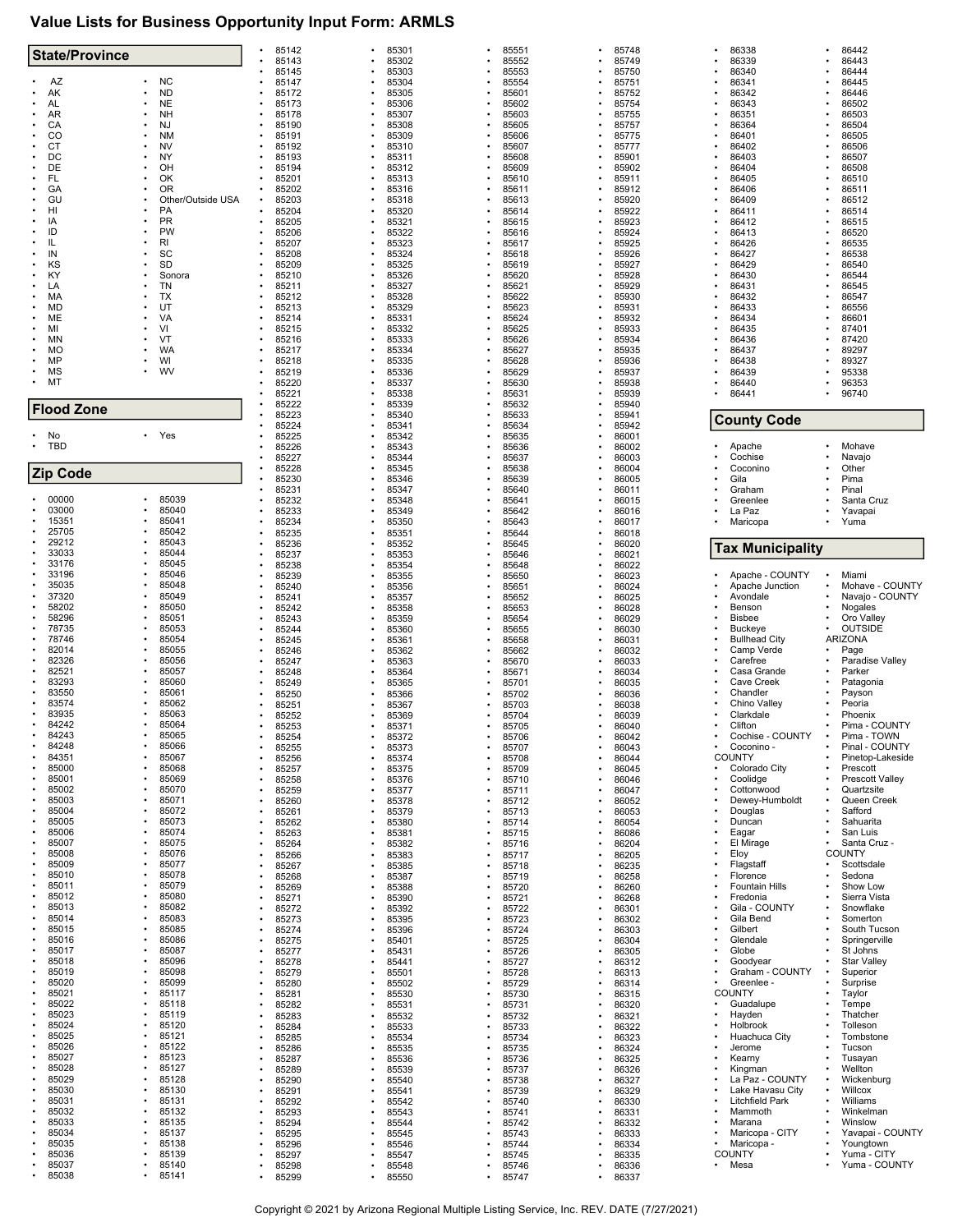# Value Lists for Business Opportunity Input Form: ARMLS

## State/Province

- AZ
- AK
- AL
- AR
- CA
- CO
- CT
- DC
- DE
- FL
- GA
- GU
- HI
- IA
- ID
- IL
- IN
- KS
- KY
- LA
- MA
- MD
- ME
- MI
- MN
- MO
- MP
- MS
- MT
- NC
- ND
- NE
- NH
- NJ
- NM
- NV
- NY
- OH
- OK
- OR
- Other/Outside USA
- PA
- PR
- PW
- RI
- SC
- SD
- Sonora
- TN
- TX
- UT
- VA
- VI
- VT
- WA
- WI
- WV

## Flood Zone

- No
- TBD
- Yes

## Zip Code

- 00000
- 03000
- 15351
- 25705
- 29212
- 33033
- 33176
- 33196
- 35035
- 37320
- 58202
- 58296
- 78735
- 78746
- 82014
- 82326
- 82521
- 83293
- 83550
- 83574
- 83935
- 84242
- 84243
- 84248
- 84351
- 85000
- 85001
- 85002
- 85003
- 85004
- 85005
- 85006
- 85007
- 85008
- 85009
- 85010
- 85011
- 85012
- 85013
- 85014
- 85015
- 85016
- 85017
- 85018
- 85019
- 85020
- 85021
- 85022
- 85023
- 85024
- 85025
- 85026
- 85027
- 85028
- 85029
- 85030
- 85031
- 85032
- 85033
- 85034
- 85035
- 85036
- 85037
- 85038
- 85039
- 85040
- 85041
- 85042
- 85043
- 85044
- 85045
- 85046
- 85048
- 85049
- 85050
- 85051
- 85053
- 85054
- 85055
- 85056
- 85057
- 85060
- 85061
- 85062
- 85063
- 85064
- 85065
- 85066
- 85067
- 85068
- 85069
- 85070
- 85071
- 85072
- 85073
- 85074
- 85075
- 85076
- 85077
- 85078
- 85079
- 85080
- 85082
- 85083
- 85085
- 85086
- 85087
- 85096
- 85098
- 85099
- 85117
- 85118
- 85119
- 85120
- 85121
- 85122
- 85123
- 85127
- 85128
- 85130
- 85131
- 85132
- 85135
- 85137
- 85138
- 85139
- 85140
- 85141
- 85142
- 85143
- 85145
- 85147
- 85172
- 85173
- 85178
- 85190
- 85191
- 85192
- 85193
- 85194
- 85201
- 85202
- 85203
- 85204
- 85205
- 85206
- 85207
- 85208
- 85209
- 85210
- 85211
- 85212
- 85213
- 85214
- 85215
- 85216
- 85217
- 85218
- 85219
- 85220
- 85221
- 85222
- 85223
- 85224
- 85225
- 85226
- 85227
- 85228
- 85230
- 85231
- 85232
- 85233
- 85234
- 85235
- 85236
- 85237
- 85238
- 85239
- 85240
- 85241
- 85242
- 85243
- 85244
- 85245
- 85246
- 85247
- 85248
- 85249
- 85250
- 85251
- 85252
- 85253
- 85254
- 85255
- 85256
- 85257
- 85258
- 85259
- 85260
- 85261
- 85262
- 85263
- 85264
- 85266
- 85267
- 85268
- 85269
- 85271
- 85272
- 85273
- 85274
- 85275
- 85277
- 85278
- 85279
- 85280
- 85281
- 85282
- 85283
- 85284
- 85285
- 85286
- 85287
- 85289
- 85290
- 85291
- 85292
- 85293
- 85294
- 85295
- 85296
- 85297
- 85298
- 85299
- 85301
- 85302
- 85303
- 85304
- 85305
- 85306
- 85307
- 85308
- 85309
- 85310
- 85311
- 85312
- 85313
- 85316
- 85318
- 85320
- 85321
- 85322
- 85323
- 85324
- 85325
- 85326
- 85327
- 85328
- 85329
- 85331
- 85332
- 85333
- 85334
- 85335
- 85336
- 85337
- 85338
- 85339
- 85340
- 85341
- 85342
- 85343
- 85344
- 85345
- 85346
- 85347
- 85348
- 85349
- 85350
- 85351
- 85352
- 85353
- 85354
- 85355
- 85356
- 85357
- 85358
- 85359
- 85360
- 85361
- 85362
- 85363
- 85364
- 85365
- 85366
- 85367
- 85369
- 85371
- 85372
- 85373
- 85374
- 85375
- 85376
- 85377
- 85378
- 85379
- 85380
- 85381
- 85382
- 85383
- 85385
- 85387
- 85388
- 85390
- 85392
- 85395
- 85396
- 85401
- 85431
- 85441
- 85501
- 85502
- 85530
- 85531
- 85532
- 85533
- 85534
- 85535
- 85536
- 85539
- 85540
- 85541
- 85542
- 85543
- 85544
- 85545
- 85546
- 85547
- 85548
- 85550
- 85551
- 85552
- 85553
- 85554
- 85601
- 85602
- 85603
- 85605
- 85606
- 85607
- 85608
- 85609
- 85610
- 85611
- 85613
- 85614
- 85615
- 85616
- 85617
- 85618
- 85619
- 85620
- 85621
- 85622
- 85623
- 85624
- 85625
- 85626
- 85627
- 85628
- 85629
- 85630
- 85631
- 85632
- 85633
- 85634
- 85635
- 85636
- 85637
- 85638
- 85639
- 85640
- 85641
- 85642
- 85643
- 85644
- 85645
- 85646
- 85648
- 85650
- 85651
- 85652
- 85653
- 85654
- 85655
- 85658
- 85662
- 85670
- 85671
- 85701
- 85702
- 85703
- 85704
- 85705
- 85706
- 85707
- 85708
- 85709
- 85710
- 85711
- 85712
- 85713
- 85714
- 85715
- 85716
- 85717
- 85718
- 85719
- 85720
- 85721
- 85722
- 85723
- 85724
- 85725
- 85726
- 85727
- 85728
- 85729
- 85730
- 85731
- 85732
- 85733
- 85734
- 85735
- 85736
- 85737
- 85738
- 85739
- 85740
- 85741
- 85742
- 85743
- 85744
- 85745
- 85746
- 85747
- 85748
- 85749
- 85750
- 85751
- 85752
- 85754
- 85755
- 85757
- 85775
- 85777
- 85901
- 85902
- 85911
- 85912
- 85920
- 85922
- 85923
- 85924
- 85925
- 85926
- 85927
- 85928
- 85929
- 85930
- 85931
- 85932
- 85933
- 85934
- 85935
- 85936
- 85937
- 85938
- 85939
- 85940
- 85941
- 85942
- 86001
- 86002
- 86003
- 86004
- 86005
- 86011
- 86015
- 86016
- 86017
- 86018
- 86020
- 86021
- 86022
- 86023
- 86024
- 86025
- 86028
- 86029
- 86030
- 86031
- 86032
- 86033
- 86034
- 86035
- 86036
- 86038
- 86039
- 86040
- 86042
- 86043
- 86044
- 86045
- 86046
- 86047
- 86052
- 86053
- 86054
- 86086
- 86204
- 86205
- 86235
- 86258
- 86260
- 86268
- 86301
- 86302
- 86303
- 86304
- 86305
- 86312
- 86313
- 86314
- 86315
- 86320
- 86321
- 86322
- 86323
- 86324
- 86325
- 86326
- 86327
- 86329
- 86330
- 86331
- 86332
- 86333
- 86334
- 86335
- 86336
- 86337
- 86338
- 86339
- 86340
- 86341
- 86342
- 86343
- 86351
- 86364
- 86401
- 86402
- 86403
- 86404
- 86405
- 86406
- 86409
- 86411
- 86412
- 86413
- 86426
- 86427
- 86429
- 86430
- 86431
- 86432
- 86433
- 86434
- 86435
- 86436
- 86437
- 86438
- 86439
- 86440
- 86441
- 86442
- 86443
- 86444
- 86445
- 86446
- 86502
- 86503
- 86504
- 86505
- 86506
- 86507
- 86508
- 86510
- 86511
- 86512
- 86514
- 86515
- 86520
- 86535
- 86538
- 86540
- 86544
- 86545
- 86547
- 86556
- 86601
- 87401
- 87420
- 89297
- 89327
- 95338
- 96353
- 96740

## County Code

- Apache
- Cochise
- Coconino
- Gila
- Graham
- Greenlee
- La Paz
- Maricopa
- Mohave
- Navajo
- Other
- Pima
- Pinal
- Santa Cruz
- Yavapai
- Yuma

## Tax Municipality

- Apache - COUNTY
- Apache Junction
- Avondale
- Benson
- Bisbee
- Buckeye
- Bullhead City
- Camp Verde
- Carefree
- Casa Grande
- Cave Creek
- Chandler
- Chino Valley
- Clarkdale
- Clifton
- Cochise - COUNTY
- Coconino - COUNTY
- Colorado City
- Coolidge
- Cottonwood
- Dewey-Humboldt
- Douglas
- Duncan
- Eagar
- El Mirage
- Eloy
- Flagstaff
- Florence
- Fountain Hills
- Fredonia
- Gila - COUNTY
- Gila Bend
- Gilbert
- Glendale
- Globe
- Goodyear
- Graham - COUNTY
- Greenlee - COUNTY
- Guadalupe
- Hayden
- Holbrook
- Huachuca City
- Jerome
- Kearny
- Kingman
- La Paz - COUNTY
- Lake Havasu City
- Litchfield Park
- Mammoth
- Marana
- Maricopa - CITY
- Maricopa - COUNTY
- Mesa
- Miami
- Mohave - COUNTY
- Navajo - COUNTY
- Nogales
- Oro Valley
- OUTSIDE ARIZONA
- Page
- Paradise Valley
- Parker
- Patagonia
- Payson
- Peoria
- Phoenix
- Pima - COUNTY
- Pima - TOWN
- Pinal - COUNTY
- Pinetop-Lakeside
- Prescott
- Prescott Valley
- Quartzsite
- Queen Creek
- Safford
- Sahuarita
- San Luis
- Santa Cruz - COUNTY
- Scottsdale
- Sedona
- Show Low
- Sierra Vista
- Snowflake
- Somerton
- South Tucson
- Springerville
- St Johns
- Star Valley
- Superior
- Surprise
- Taylor
- Tempe
- Thatcher
- Tolleson
- Tombstone
- Tucson
- Tusayan
- Wellton
- Wickenburg
- Willcox
- Williams
- Winkelman
- Winslow
- Yavapai - COUNTY
- Youngtown
- Yuma - CITY
- Yuma - COUNTY

Copyright © 2021 by Arizona Regional Multiple Listing Service, Inc. REV. DATE (7/27/2021)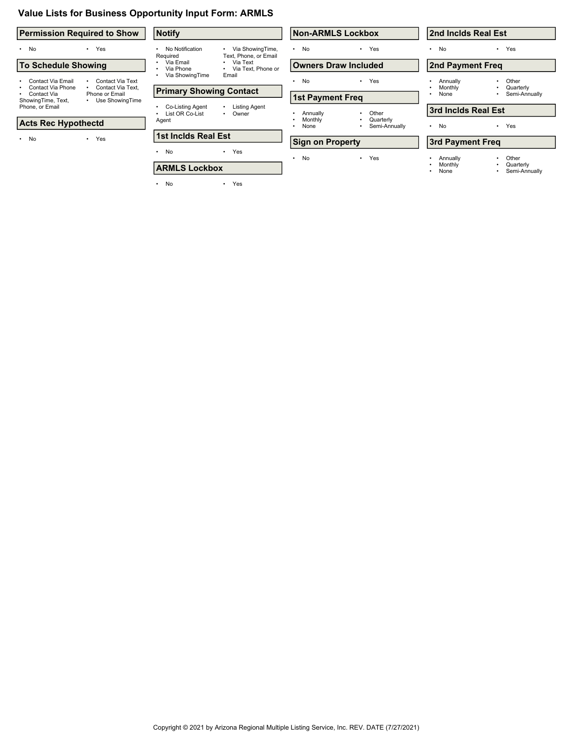# Value Lists for Business Opportunity Input Form: ARMLS

## Permission Required to Show

- No
- Yes

## To Schedule Showing

- Contact Via Email
- Contact Via Phone
- Contact Via ShowingTime, Text, Phone, or Email
- Contact Via Text
- Contact Via Text, Phone or Email
- Use ShowingTime

## Acts Rec Hypothectd

- No
- Yes

## Notify

- No Notification Required
- Via Email
- Via Phone
- Via ShowingTime
- Via ShowingTime, Text, Phone, or Email
- Via Text
- Via Text, Phone or Email

## Primary Showing Contact

- Co-Listing Agent
- List OR Co-List Agent
- Listing Agent
- Owner

## 1st Inclds Real Est

- No
- Yes

## ARMLS Lockbox

- No
- Yes

## Non-ARMLS Lockbox

- No
- Yes

## Owners Draw Included

- No
- Yes

## 1st Payment Freq

- Annually
- Monthly
- None
- Other
- Quarterly
- Semi-Annually

## Sign on Property

- No
- Yes

## 2nd Inclds Real Est

- No
- Yes

## 2nd Payment Freq

- Annually
- Monthly
- None
- Other
- Quarterly
- Semi-Annually

## 3rd Inclds Real Est

- No
- Yes

## 3rd Payment Freq

- Annually
- Monthly
- None
- Other
- Quarterly
- Semi-Annually

Copyright © 2021 by Arizona Regional Multiple Listing Service, Inc. REV. DATE (7/27/2021)